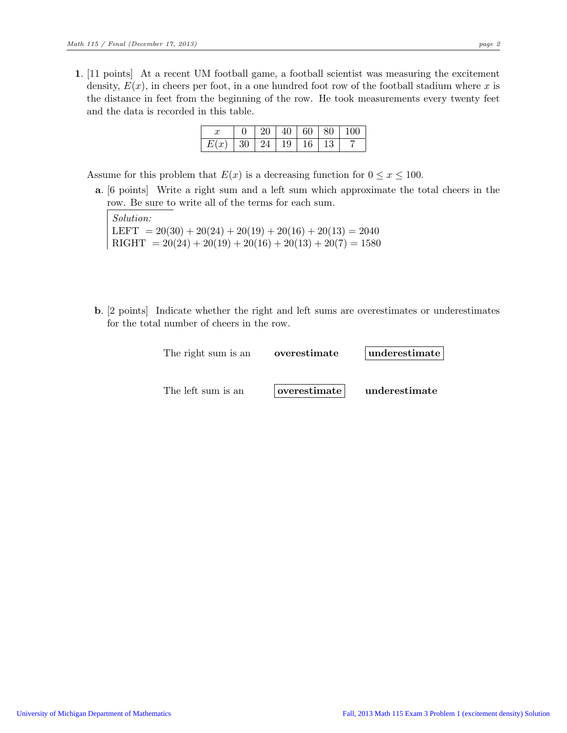**1**. [11 points] At a recent UM football game, a football scientist was measuring the excitement density, $E(x)$, in cheers per foot, in a one hundred foot row of the football stadium where $x$ is the distance in feet from the beginning of the row. He took measurements every twenty feet and the data is recorded in this table.

| $x$ | 0 | 20 | 40 | 60 | 80 | 100 |
|---|---|---|---|---|---|---|
| $E(x)$ | 30 | 24 | 19 | 16 | 13 | 7 |

Assume for this problem that $E(x)$ is a decreasing function for $0 \le x \le 100$.

**a**. [6 points] Write a right sum and a left sum which approximate the total cheers in the row. Be sure to write all of the terms for each sum.

*Solution:*
LEFT $= 20(30) + 20(24) + 20(19) + 20(16) + 20(13) = 2040$
RIGHT $= 20(24) + 20(19) + 20(16) + 20(13) + 20(7) = 1580$

**b**. [2 points] Indicate whether the right and left sums are overestimates or underestimates for the total number of cheers in the row.

The right sum is an **overestimate** **[underestimate]**

The left sum is an **[overestimate]** **underestimate**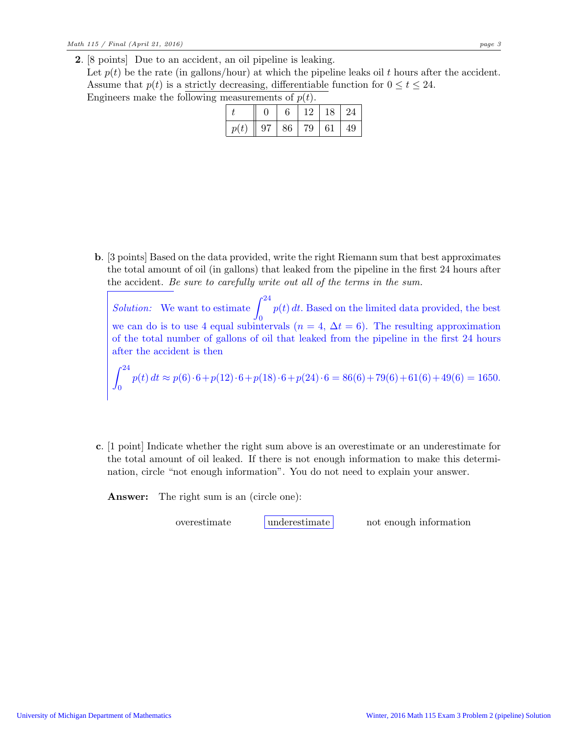**2**. [8 points] Due to an accident, an oil pipeline is leaking.
Let $p(t)$ be the rate (in gallons/hour) at which the pipeline leaks oil $t$ hours after the accident. Assume that $p(t)$ is a strictly decreasing, differentiable function for $0 \le t \le 24$.
Engineers make the following measurements of $p(t)$.

| $t$ | 0 | 6 | 12 | 18 | 24 |
|---|---|---|---|---|---|
| $p(t)$ | 97 | 86 | 79 | 61 | 49 |

**b**. [3 points] Based on the data provided, write the right Riemann sum that best approximates the total amount of oil (in gallons) that leaked from the pipeline in the first 24 hours after the accident. *Be sure to carefully write out all of the terms in the sum.*

*Solution:* We want to estimate $\int_0^{24} p(t)\,dt$. Based on the limited data provided, the best we can do is to use 4 equal subintervals ($n = 4$, $\Delta t = 6$). The resulting approximation of the total number of gallons of oil that leaked from the pipeline in the first 24 hours after the accident is then

$$\int_0^{24} p(t)\,dt \approx p(6)\cdot 6 + p(12)\cdot 6 + p(18)\cdot 6 + p(24)\cdot 6 = 86(6) + 79(6) + 61(6) + 49(6) = 1650.$$

**c**. [1 point] Indicate whether the right sum above is an overestimate or an underestimate for the total amount of oil leaked. If there is not enough information to make this determination, circle "not enough information". You do not need to explain your answer.

**Answer:** The right sum is an (circle one):

overestimate &nbsp;&nbsp;&nbsp;&nbsp; **[underestimate]** &nbsp;&nbsp;&nbsp;&nbsp; not enough information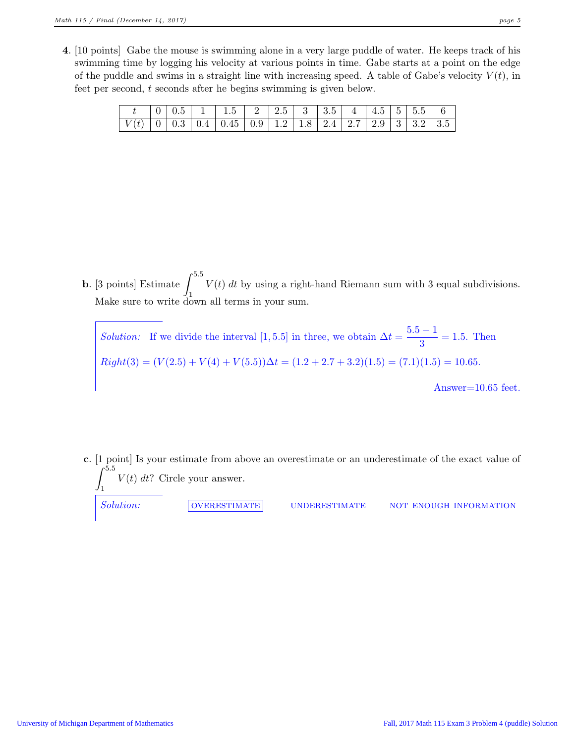**4**. [10 points] Gabe the mouse is swimming alone in a very large puddle of water. He keeps track of his swimming time by logging his velocity at various points in time. Gabe starts at a point on the edge of the puddle and swims in a straight line with increasing speed. A table of Gabe's velocity $V(t)$, in feet per second, $t$ seconds after he begins swimming is given below.

| $t$ | 0 | 0.5 | 1 | 1.5 | 2 | 2.5 | 3 | 3.5 | 4 | 4.5 | 5 | 5.5 | 6 |
|---|---|---|---|---|---|---|---|---|---|---|---|---|---|
| $V(t)$ | 0 | 0.3 | 0.4 | 0.45 | 0.9 | 1.2 | 1.8 | 2.4 | 2.7 | 2.9 | 3 | 3.2 | 3.5 |

**b**. [3 points] Estimate $\int_1^{5.5} V(t)\,dt$ by using a right-hand Riemann sum with 3 equal subdivisions. Make sure to write down all terms in your sum.

*Solution:* If we divide the interval $[1, 5.5]$ in three, we obtain $\Delta t = \frac{5.5-1}{3} = 1.5$. Then

$Right(3) = (V(2.5) + V(4) + V(5.5))\Delta t = (1.2 + 2.7 + 3.2)(1.5) = (7.1)(1.5) = 10.65.$

Answer=10.65 feet.

**c**. [1 point] Is your estimate from above an overestimate or an underestimate of the exact value of $\int_1^{5.5} V(t)\,dt$? Circle your answer.

*Solution:* **OVERESTIMATE** (circled) UNDERESTIMATE NOT ENOUGH INFORMATION